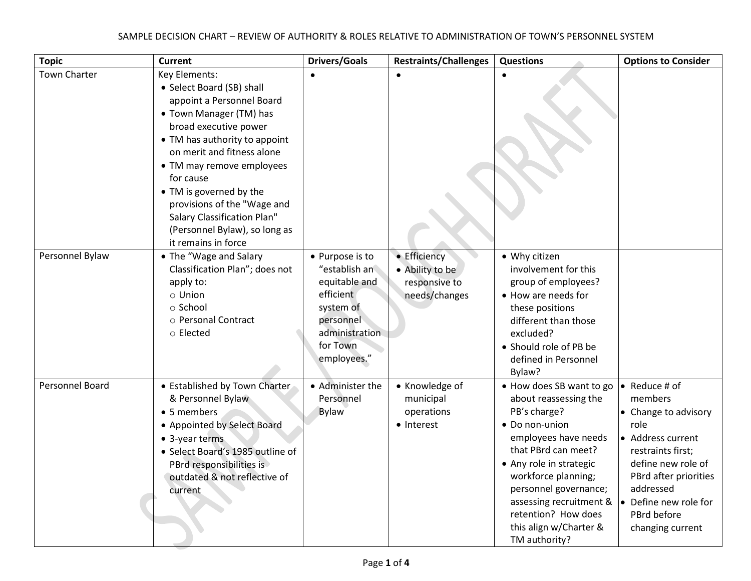SAMPLE DECISION CHART – REVIEW OF AUTHORITY & ROLES RELATIVE TO ADMINISTRATION OF TOWN'S PERSONNEL SYSTEM

| Topic | Current | Drivers/Goals | Restraints/Challenges | Questions | Options to Consider |
|---|---|---|---|---|---|
| Town Charter | Key Elements:<br>• Select Board (SB) shall appoint a Personnel Board<br>• Town Manager (TM) has broad executive power<br>• TM has authority to appoint on merit and fitness alone<br>• TM may remove employees for cause<br>• TM is governed by the provisions of the "Wage and Salary Classification Plan" (Personnel Bylaw), so long as it remains in force | • | • | • | |
| Personnel Bylaw | • The "Wage and Salary Classification Plan"; does not apply to:<br>○ Union<br>○ School<br>○ Personal Contract<br>○ Elected | • Purpose is to "establish an equitable and efficient system of personnel administration for Town employees." | • Efficiency<br>• Ability to be responsive to needs/changes | • Why citizen involvement for this group of employees?<br>• How are needs for these positions different than those excluded?<br>• Should role of PB be defined in Personnel Bylaw? | |
| Personnel Board | • Established by Town Charter & Personnel Bylaw<br>• 5 members<br>• Appointed by Select Board<br>• 3-year terms<br>• Select Board's 1985 outline of PBrd responsibilities is outdated & not reflective of current | • Administer the Personnel Bylaw | • Knowledge of municipal operations<br>• Interest | • How does SB want to go about reassessing the PB's charge?<br>• Do non-union employees have needs that PBrd can meet?<br>• Any role in strategic workforce planning; personnel governance; assessing recruitment & retention? How does this align w/Charter & TM authority? | • Reduce # of members<br>• Change to advisory role<br>• Address current restraints first; define new role of PBrd after priorities addressed<br>• Define new role for PBrd before changing current |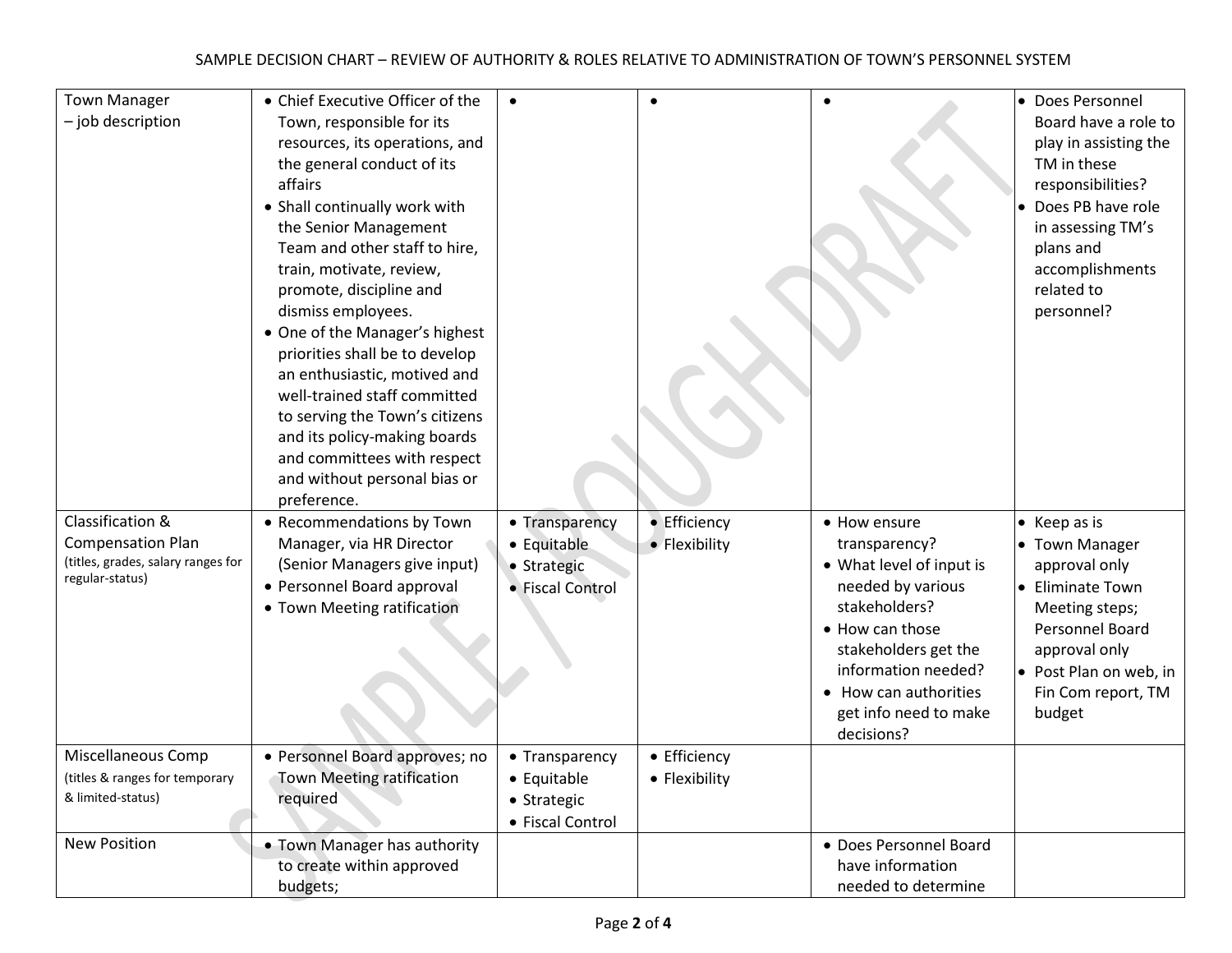| Town Manager – job description | • Chief Executive Officer of the Town, responsible for its resources, its operations, and the general conduct of its affairs<br>• Shall continually work with the Senior Management Team and other staff to hire, train, motivate, review, promote, discipline and dismiss employees.<br>• One of the Manager's highest priorities shall be to develop an enthusiastic, motived and well-trained staff committed to serving the Town's citizens and its policy-making boards and committees with respect and without personal bias or preference. | • | • | • | • Does Personnel Board have a role to play in assisting the TM in these responsibilities?<br>• Does PB have role in assessing TM's plans and accomplishments related to personnel? |
|---|---|---|---|---|---|
| Classification & Compensation Plan (titles, grades, salary ranges for regular-status) | • Recommendations by Town Manager, via HR Director (Senior Managers give input)<br>• Personnel Board approval<br>• Town Meeting ratification | • Transparency<br>• Equitable<br>• Strategic<br>• Fiscal Control | • Efficiency<br>• Flexibility | • How ensure transparency?<br>• What level of input is needed by various stakeholders?<br>• How can those stakeholders get the information needed?<br>• How can authorities get info need to make decisions? | • Keep as is<br>• Town Manager approval only<br>• Eliminate Town Meeting steps; Personnel Board approval only<br>• Post Plan on web, in Fin Com report, TM budget |
| Miscellaneous Comp (titles & ranges for temporary & limited-status) | • Personnel Board approves; no Town Meeting ratification required | • Transparency<br>• Equitable<br>• Strategic<br>• Fiscal Control | • Efficiency<br>• Flexibility | | |
| New Position | • Town Manager has authority to create within approved budgets; | | | • Does Personnel Board have information needed to determine | |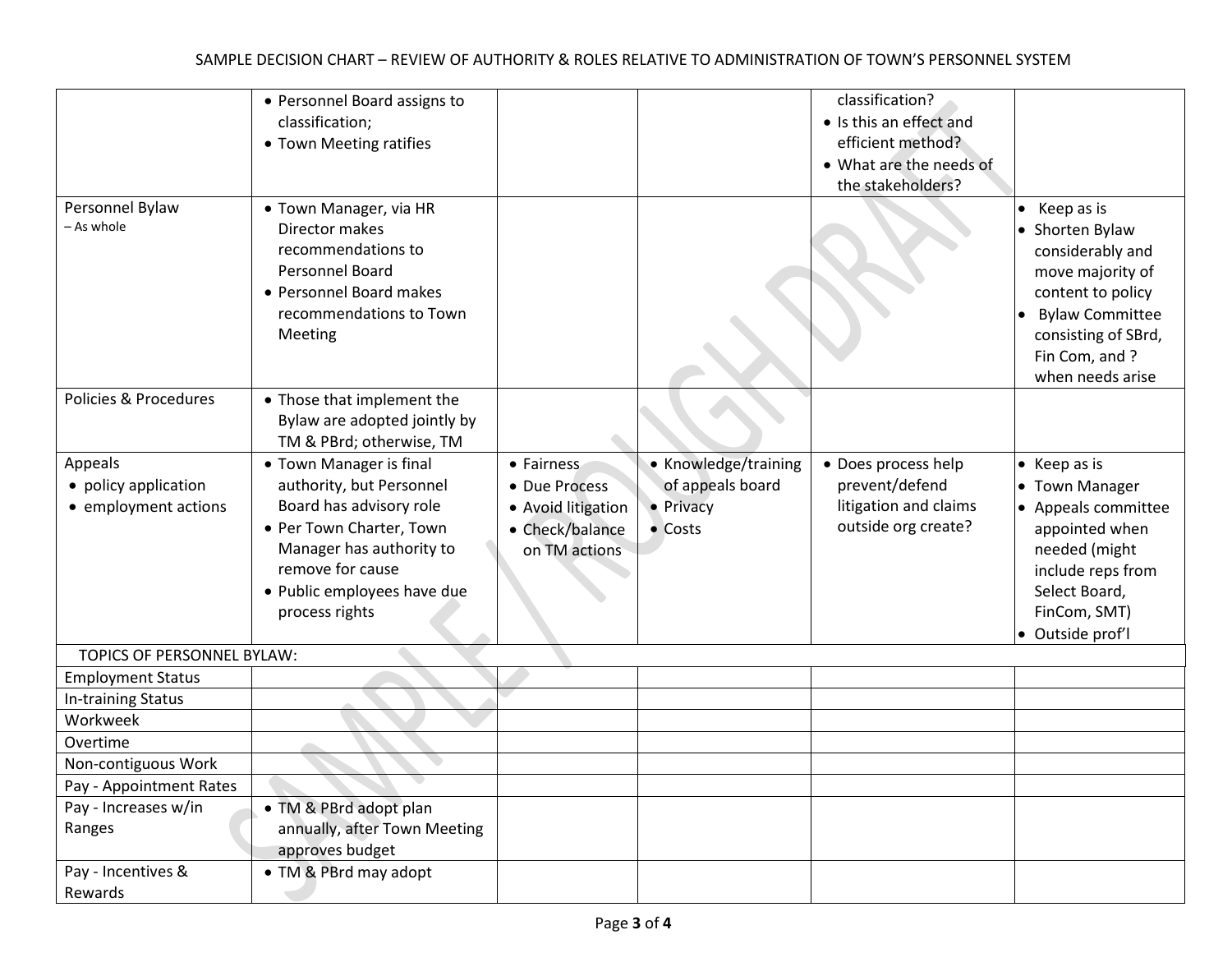SAMPLE DECISION CHART – REVIEW OF AUTHORITY & ROLES RELATIVE TO ADMINISTRATION OF TOWN'S PERSONNEL SYSTEM

| | | | | | |
|---|---|---|---|---|---|
| | • Personnel Board assigns to classification;<br>• Town Meeting ratifies | | | classification?<br>• Is this an effect and efficient method?<br>• What are the needs of the stakeholders? | |
| Personnel Bylaw<br>– As whole | • Town Manager, via HR Director makes recommendations to Personnel Board<br>• Personnel Board makes recommendations to Town Meeting | | | | • Keep as is<br>• Shorten Bylaw considerably and move majority of content to policy<br>• Bylaw Committee consisting of SBrd, Fin Com, and ? when needs arise |
| Policies & Procedures | • Those that implement the Bylaw are adopted jointly by TM & PBrd; otherwise, TM | | | | |
| Appeals<br>• policy application<br>• employment actions | • Town Manager is final authority, but Personnel Board has advisory role<br>• Per Town Charter, Town Manager has authority to remove for cause<br>• Public employees have due process rights | • Fairness<br>• Due Process<br>• Avoid litigation<br>• Check/balance on TM actions | • Knowledge/training of appeals board<br>• Privacy<br>• Costs | • Does process help prevent/defend litigation and claims outside org create? | • Keep as is<br>• Town Manager<br>• Appeals committee appointed when needed (might include reps from Select Board, FinCom, SMT)<br>• Outside prof'l |
| TOPICS OF PERSONNEL BYLAW: | | | | | |
| Employment Status | | | | | |
| In-training Status | | | | | |
| Workweek | | | | | |
| Overtime | | | | | |
| Non-contiguous Work | | | | | |
| Pay - Appointment Rates | | | | | |
| Pay - Increases w/in Ranges | • TM & PBrd adopt plan annually, after Town Meeting approves budget | | | | |
| Pay - Incentives & Rewards | • TM & PBrd may adopt | | | | |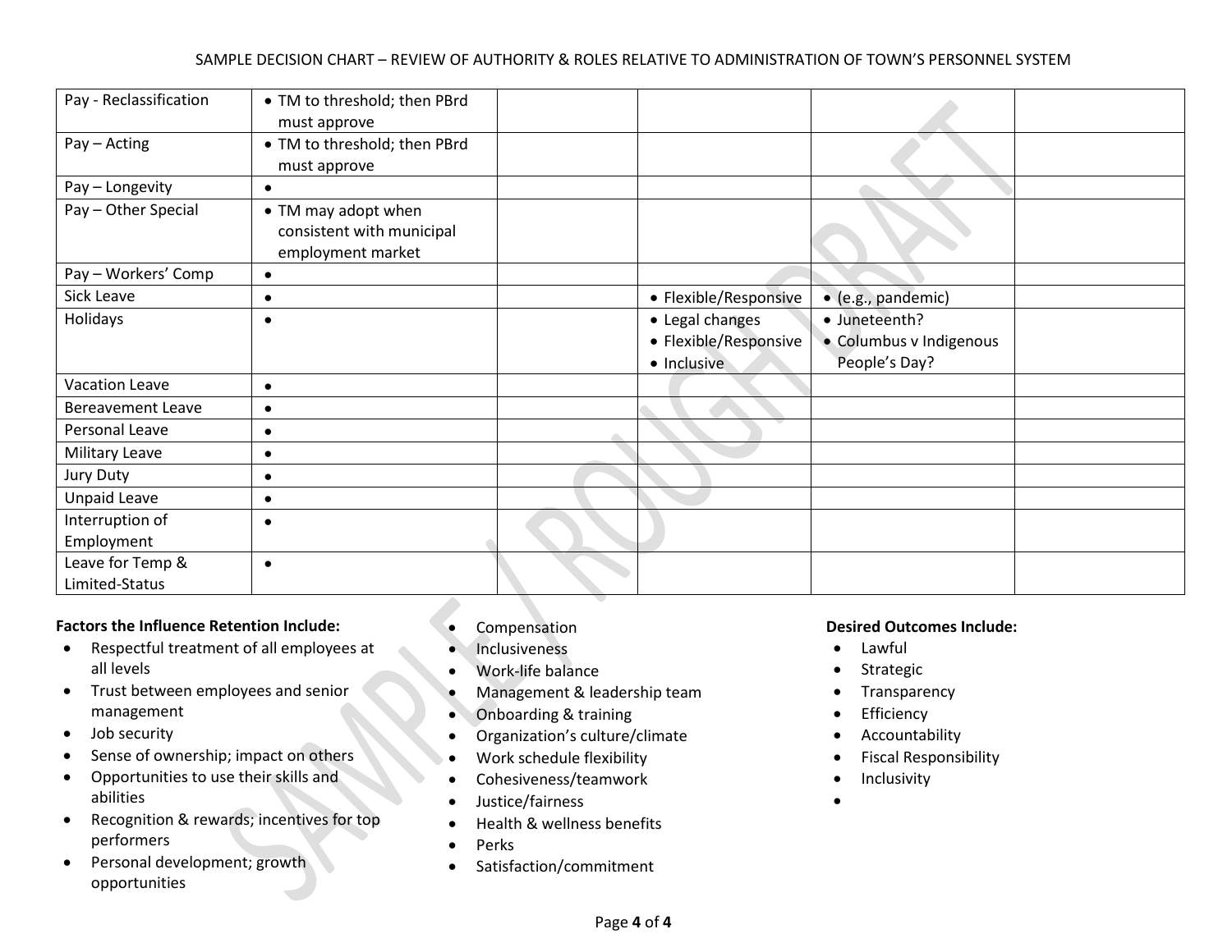| | | | | | |
|---|---|---|---|---|---|
| Pay - Reclassification | • TM to threshold; then PBrd must approve | | | | |
| Pay – Acting | • TM to threshold; then PBrd must approve | | | | |
| Pay – Longevity | • | | | | |
| Pay – Other Special | • TM may adopt when consistent with municipal employment market | | | | |
| Pay – Workers' Comp | • | | | | |
| Sick Leave | • | | • Flexible/Responsive | • (e.g., pandemic) | |
| Holidays | • | | • Legal changes<br>• Flexible/Responsive<br>• Inclusive | • Juneteenth?<br>• Columbus v Indigenous People's Day? | |
| Vacation Leave | • | | | | |
| Bereavement Leave | • | | | | |
| Personal Leave | • | | | | |
| Military Leave | • | | | | |
| Jury Duty | • | | | | |
| Unpaid Leave | • | | | | |
| Interruption of Employment | • | | | | |
| Leave for Temp & Limited-Status | • | | | | |

**Factors the Influence Retention Include:**

- Respectful treatment of all employees at all levels
- Trust between employees and senior management
- Job security
- Sense of ownership; impact on others
- Opportunities to use their skills and abilities
- Recognition & rewards; incentives for top performers
- Personal development; growth opportunities
- Compensation
- Inclusiveness
- Work-life balance
- Management & leadership team
- Onboarding & training
- Organization's culture/climate
- Work schedule flexibility
- Cohesiveness/teamwork
- Justice/fairness
- Health & wellness benefits
- Perks
- Satisfaction/commitment

**Desired Outcomes Include:**

- Lawful
- Strategic
- Transparency
- Efficiency
- Accountability
- Fiscal Responsibility
- Inclusivity
-